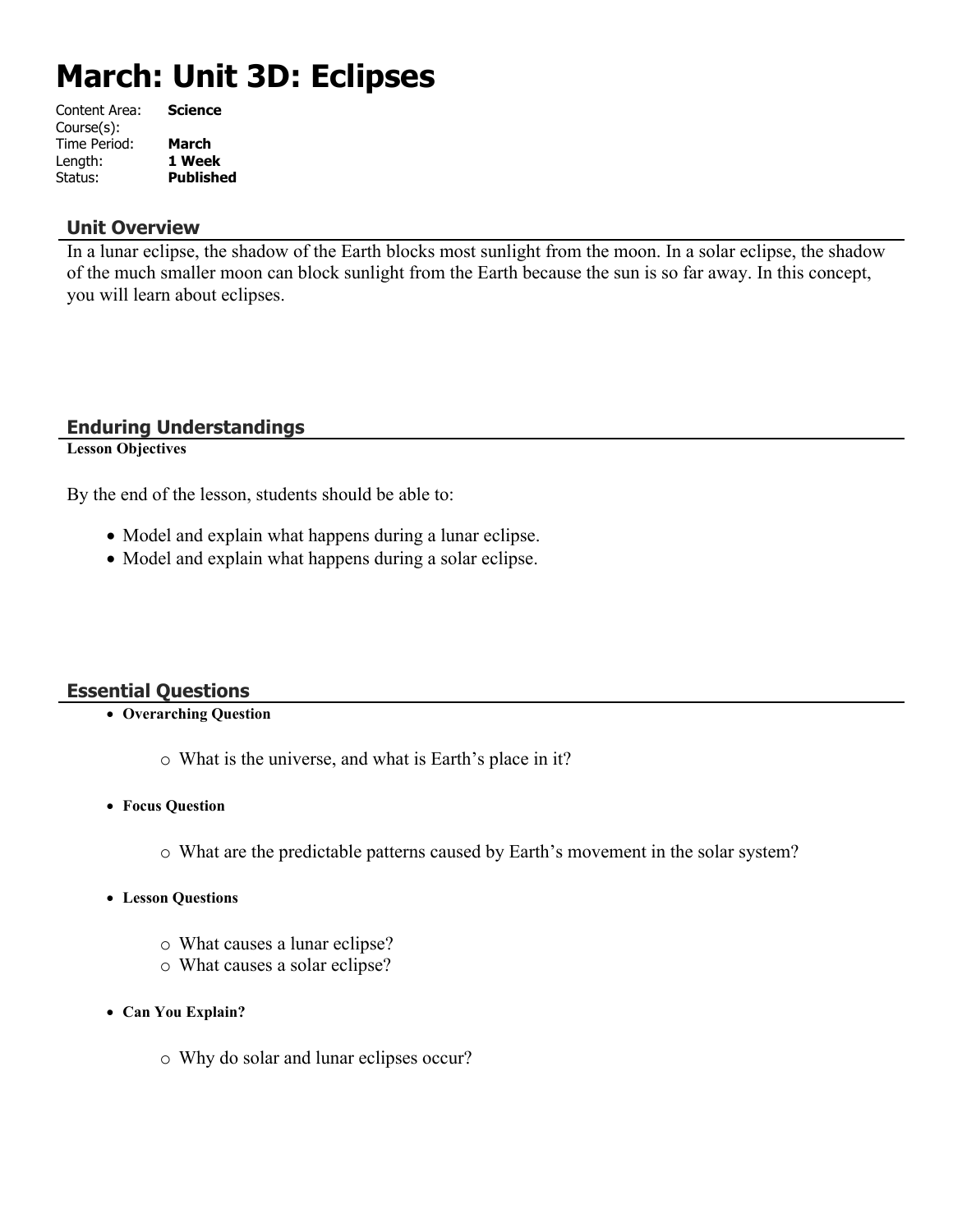# March: Unit 3D: Eclipses

Content Area: **Science**
Course(s):
Time Period: **March**
Length: **1 Week**
Status: **Published**

## Unit Overview

In a lunar eclipse, the shadow of the Earth blocks most sunlight from the moon. In a solar eclipse, the shadow of the much smaller moon can block sunlight from the Earth because the sun is so far away. In this concept, you will learn about eclipses.

## Enduring Understandings

**Lesson Objectives**

By the end of the lesson, students should be able to:

- Model and explain what happens during a lunar eclipse.
- Model and explain what happens during a solar eclipse.

## Essential Questions

- **Overarching Question**
  - What is the universe, and what is Earth's place in it?
- **Focus Question**
  - What are the predictable patterns caused by Earth's movement in the solar system?
- **Lesson Questions**
  - What causes a lunar eclipse?
  - What causes a solar eclipse?
- **Can You Explain?**
  - Why do solar and lunar eclipses occur?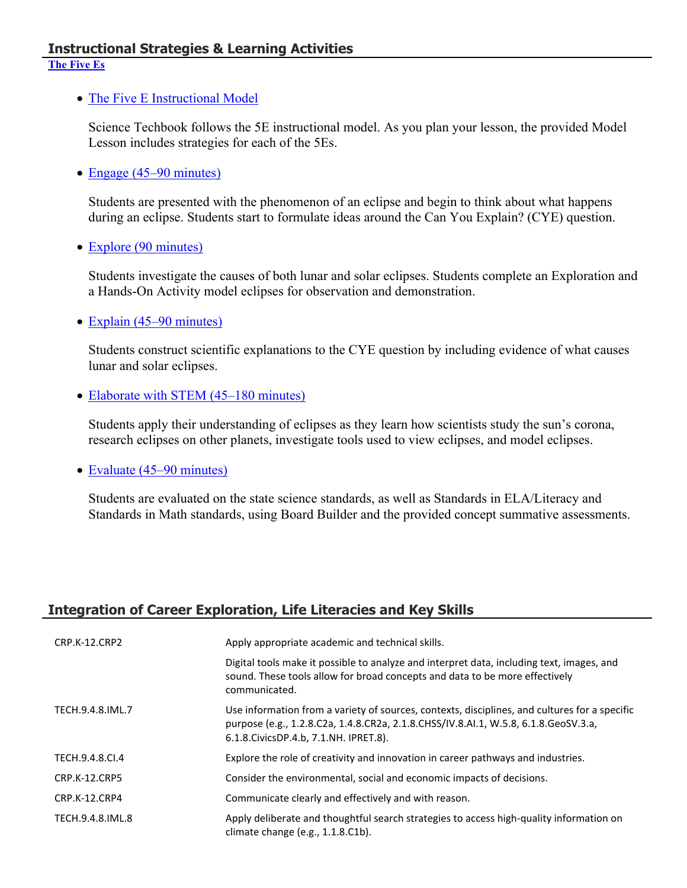## Instructional Strategies & Learning Activities

**The Five Es**

- The Five E Instructional Model

  Science Techbook follows the 5E instructional model. As you plan your lesson, the provided Model Lesson includes strategies for each of the 5Es.

- Engage (45–90 minutes)

  Students are presented with the phenomenon of an eclipse and begin to think about what happens during an eclipse. Students start to formulate ideas around the Can You Explain? (CYE) question.

- Explore (90 minutes)

  Students investigate the causes of both lunar and solar eclipses. Students complete an Exploration and a Hands-On Activity model eclipses for observation and demonstration.

- Explain (45–90 minutes)

  Students construct scientific explanations to the CYE question by including evidence of what causes lunar and solar eclipses.

- Elaborate with STEM (45–180 minutes)

  Students apply their understanding of eclipses as they learn how scientists study the sun's corona, research eclipses on other planets, investigate tools used to view eclipses, and model eclipses.

- Evaluate (45–90 minutes)

  Students are evaluated on the state science standards, as well as Standards in ELA/Literacy and Standards in Math standards, using Board Builder and the provided concept summative assessments.

## Integration of Career Exploration, Life Literacies and Key Skills

| | |
|---|---|
| CRP.K-12.CRP2 | Apply appropriate academic and technical skills. |
| | Digital tools make it possible to analyze and interpret data, including text, images, and sound. These tools allow for broad concepts and data to be more effectively communicated. |
| TECH.9.4.8.IML.7 | Use information from a variety of sources, contexts, disciplines, and cultures for a specific purpose (e.g., 1.2.8.C2a, 1.4.8.CR2a, 2.1.8.CHSS/IV.8.AI.1, W.5.8, 6.1.8.GeoSV.3.a, 6.1.8.CivicsDP.4.b, 7.1.NH. IPRET.8). |
| TECH.9.4.8.CI.4 | Explore the role of creativity and innovation in career pathways and industries. |
| CRP.K-12.CRP5 | Consider the environmental, social and economic impacts of decisions. |
| CRP.K-12.CRP4 | Communicate clearly and effectively and with reason. |
| TECH.9.4.8.IML.8 | Apply deliberate and thoughtful search strategies to access high-quality information on climate change (e.g., 1.1.8.C1b). |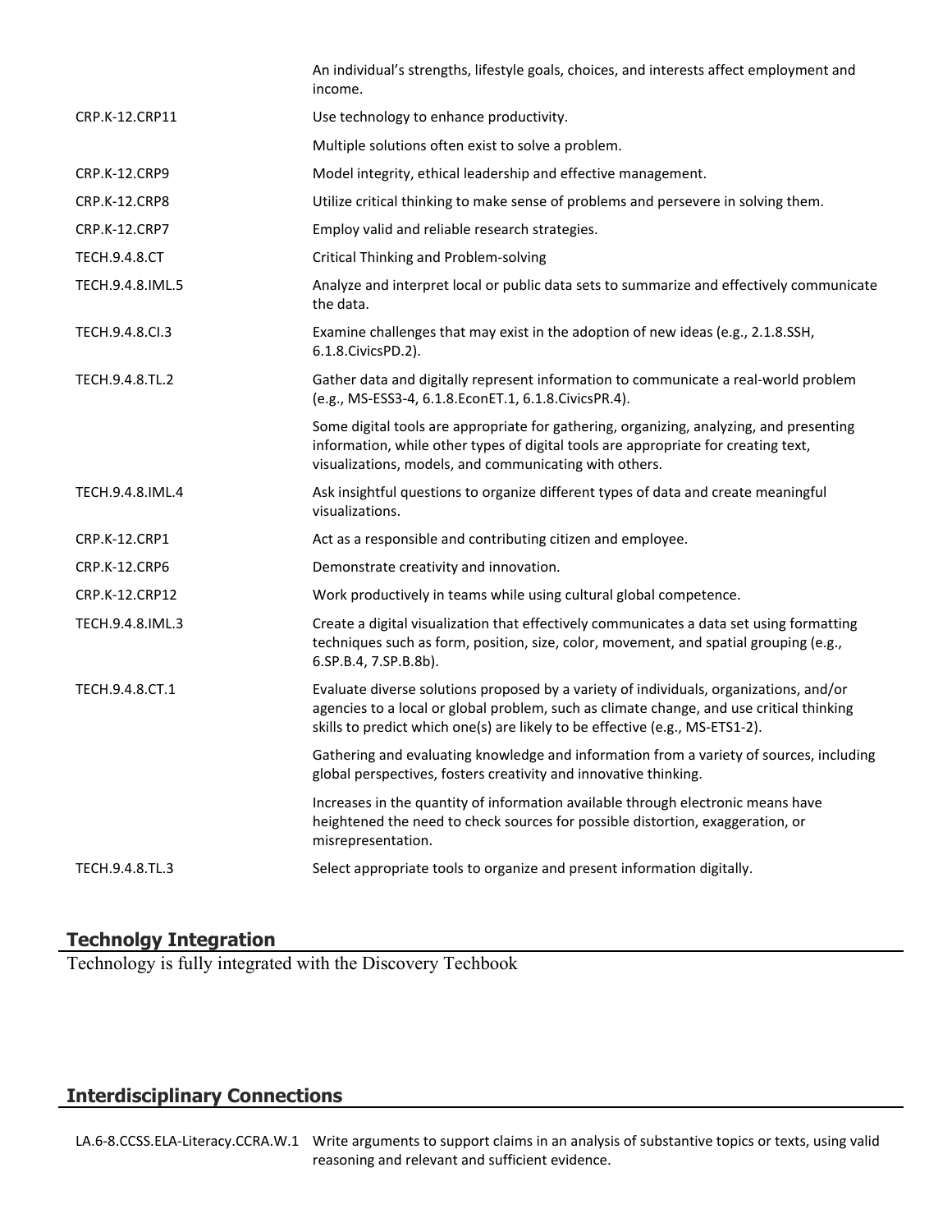| | |
|---|---|
| | An individual's strengths, lifestyle goals, choices, and interests affect employment and income. |
| CRP.K-12.CRP11 | Use technology to enhance productivity. |
| | Multiple solutions often exist to solve a problem. |
| CRP.K-12.CRP9 | Model integrity, ethical leadership and effective management. |
| CRP.K-12.CRP8 | Utilize critical thinking to make sense of problems and persevere in solving them. |
| CRP.K-12.CRP7 | Employ valid and reliable research strategies. |
| TECH.9.4.8.CT | Critical Thinking and Problem-solving |
| TECH.9.4.8.IML.5 | Analyze and interpret local or public data sets to summarize and effectively communicate the data. |
| TECH.9.4.8.CI.3 | Examine challenges that may exist in the adoption of new ideas (e.g., 2.1.8.SSH, 6.1.8.CivicsPD.2). |
| TECH.9.4.8.TL.2 | Gather data and digitally represent information to communicate a real-world problem (e.g., MS-ESS3-4, 6.1.8.EconET.1, 6.1.8.CivicsPR.4). |
| | Some digital tools are appropriate for gathering, organizing, analyzing, and presenting information, while other types of digital tools are appropriate for creating text, visualizations, models, and communicating with others. |
| TECH.9.4.8.IML.4 | Ask insightful questions to organize different types of data and create meaningful visualizations. |
| CRP.K-12.CRP1 | Act as a responsible and contributing citizen and employee. |
| CRP.K-12.CRP6 | Demonstrate creativity and innovation. |
| CRP.K-12.CRP12 | Work productively in teams while using cultural global competence. |
| TECH.9.4.8.IML.3 | Create a digital visualization that effectively communicates a data set using formatting techniques such as form, position, size, color, movement, and spatial grouping (e.g., 6.SP.B.4, 7.SP.B.8b). |
| TECH.9.4.8.CT.1 | Evaluate diverse solutions proposed by a variety of individuals, organizations, and/or agencies to a local or global problem, such as climate change, and use critical thinking skills to predict which one(s) are likely to be effective (e.g., MS-ETS1-2). |
| | Gathering and evaluating knowledge and information from a variety of sources, including global perspectives, fosters creativity and innovative thinking. |
| | Increases in the quantity of information available through electronic means have heightened the need to check sources for possible distortion, exaggeration, or misrepresentation. |
| TECH.9.4.8.TL.3 | Select appropriate tools to organize and present information digitally. |

## Technolgy Integration

Technology is fully integrated with the Discovery Techbook

## Interdisciplinary Connections

| | |
|---|---|
| LA.6-8.CCSS.ELA-Literacy.CCRA.W.1 | Write arguments to support claims in an analysis of substantive topics or texts, using valid reasoning and relevant and sufficient evidence. |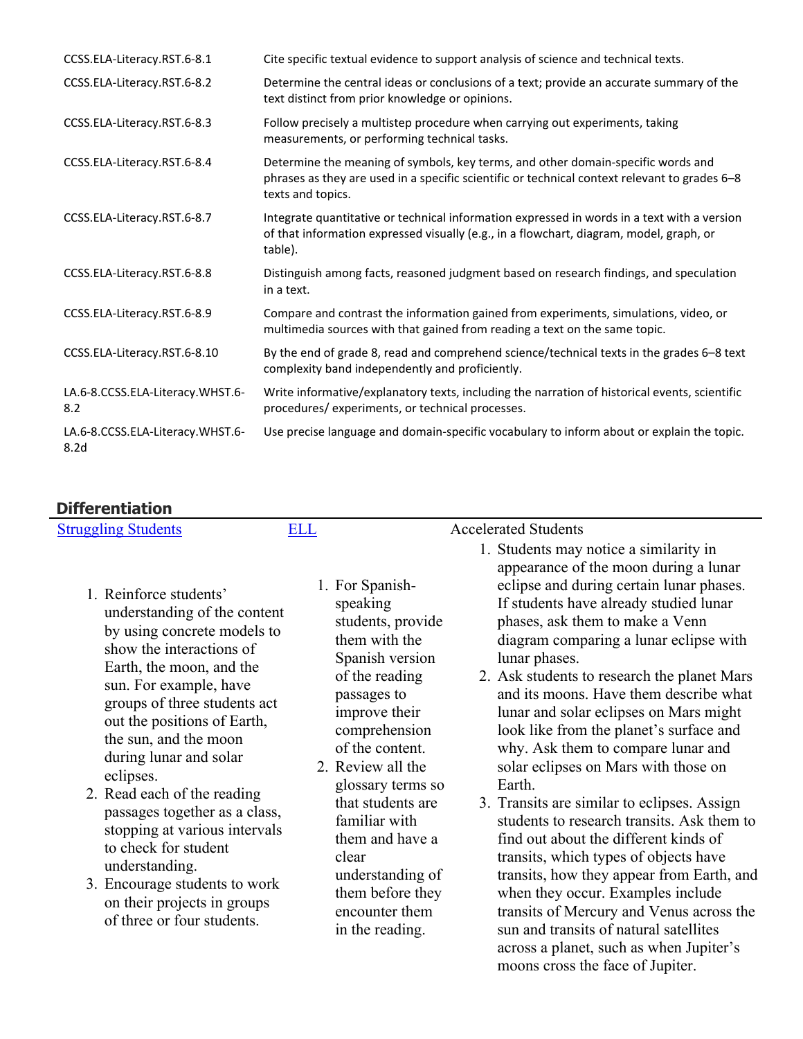| | |
|---|---|
| CCSS.ELA-Literacy.RST.6-8.1 | Cite specific textual evidence to support analysis of science and technical texts. |
| CCSS.ELA-Literacy.RST.6-8.2 | Determine the central ideas or conclusions of a text; provide an accurate summary of the text distinct from prior knowledge or opinions. |
| CCSS.ELA-Literacy.RST.6-8.3 | Follow precisely a multistep procedure when carrying out experiments, taking measurements, or performing technical tasks. |
| CCSS.ELA-Literacy.RST.6-8.4 | Determine the meaning of symbols, key terms, and other domain-specific words and phrases as they are used in a specific scientific or technical context relevant to grades 6–8 texts and topics. |
| CCSS.ELA-Literacy.RST.6-8.7 | Integrate quantitative or technical information expressed in words in a text with a version of that information expressed visually (e.g., in a flowchart, diagram, model, graph, or table). |
| CCSS.ELA-Literacy.RST.6-8.8 | Distinguish among facts, reasoned judgment based on research findings, and speculation in a text. |
| CCSS.ELA-Literacy.RST.6-8.9 | Compare and contrast the information gained from experiments, simulations, video, or multimedia sources with that gained from reading a text on the same topic. |
| CCSS.ELA-Literacy.RST.6-8.10 | By the end of grade 8, read and comprehend science/technical texts in the grades 6–8 text complexity band independently and proficiently. |
| LA.6-8.CCSS.ELA-Literacy.WHST.6-8.2 | Write informative/explanatory texts, including the narration of historical events, scientific procedures/ experiments, or technical processes. |
| LA.6-8.CCSS.ELA-Literacy.WHST.6-8.2d | Use precise language and domain-specific vocabulary to inform about or explain the topic. |

## Differentiation

**Struggling Students**

1. Reinforce students' understanding of the content by using concrete models to show the interactions of Earth, the moon, and the sun. For example, have groups of three students act out the positions of Earth, the sun, and the moon during lunar and solar eclipses.
2. Read each of the reading passages together as a class, stopping at various intervals to check for student understanding.
3. Encourage students to work on their projects in groups of three or four students.

**ELL**

1. For Spanish-speaking students, provide them with the Spanish version of the reading passages to improve their comprehension of the content.
2. Review all the glossary terms so that students are familiar with them and have a clear understanding of them before they encounter them in the reading.

**Accelerated Students**

1. Students may notice a similarity in appearance of the moon during a lunar eclipse and during certain lunar phases. If students have already studied lunar phases, ask them to make a Venn diagram comparing a lunar eclipse with lunar phases.
2. Ask students to research the planet Mars and its moons. Have them describe what lunar and solar eclipses on Mars might look like from the planet's surface and why. Ask them to compare lunar and solar eclipses on Mars with those on Earth.
3. Transits are similar to eclipses. Assign students to research transits. Ask them to find out about the different kinds of transits, which types of objects have transits, how they appear from Earth, and when they occur. Examples include transits of Mercury and Venus across the sun and transits of natural satellites across a planet, such as when Jupiter's moons cross the face of Jupiter.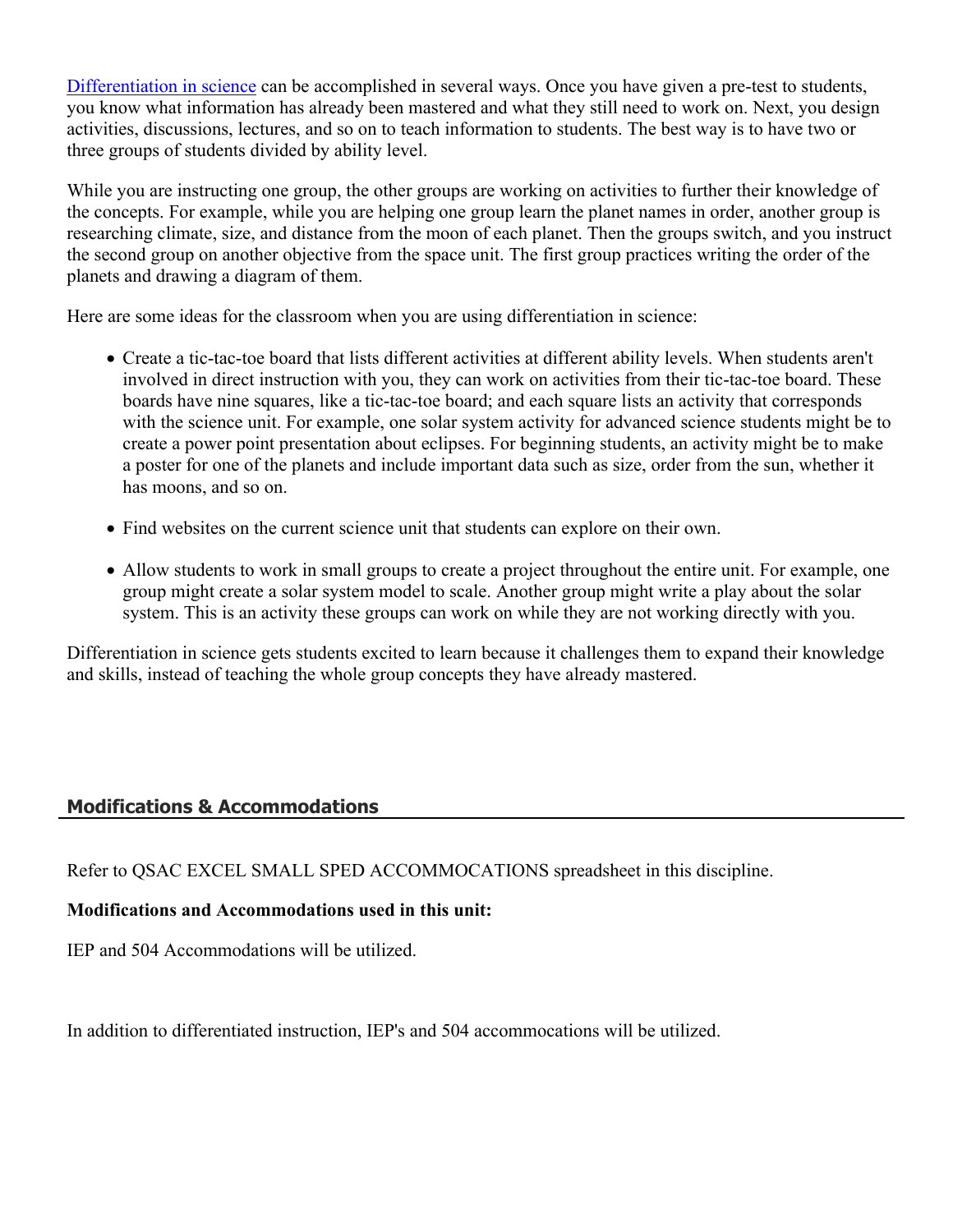[Differentiation in science]() can be accomplished in several ways. Once you have given a pre-test to students, you know what information has already been mastered and what they still need to work on. Next, you design activities, discussions, lectures, and so on to teach information to students. The best way is to have two or three groups of students divided by ability level.

While you are instructing one group, the other groups are working on activities to further their knowledge of the concepts. For example, while you are helping one group learn the planet names in order, another group is researching climate, size, and distance from the moon of each planet. Then the groups switch, and you instruct the second group on another objective from the space unit. The first group practices writing the order of the planets and drawing a diagram of them.

Here are some ideas for the classroom when you are using differentiation in science:

- Create a tic-tac-toe board that lists different activities at different ability levels. When students aren't involved in direct instruction with you, they can work on activities from their tic-tac-toe board. These boards have nine squares, like a tic-tac-toe board; and each square lists an activity that corresponds with the science unit. For example, one solar system activity for advanced science students might be to create a power point presentation about eclipses. For beginning students, an activity might be to make a poster for one of the planets and include important data such as size, order from the sun, whether it has moons, and so on.
- Find websites on the current science unit that students can explore on their own.
- Allow students to work in small groups to create a project throughout the entire unit. For example, one group might create a solar system model to scale. Another group might write a play about the solar system. This is an activity these groups can work on while they are not working directly with you.

Differentiation in science gets students excited to learn because it challenges them to expand their knowledge and skills, instead of teaching the whole group concepts they have already mastered.

## Modifications & Accommodations

Refer to QSAC EXCEL SMALL SPED ACCOMMOCATIONS spreadsheet in this discipline.

**Modifications and Accommodations used in this unit:**

IEP and 504 Accommodations will be utilized.

In addition to differentiated instruction, IEP's and 504 accommocations will be utilized.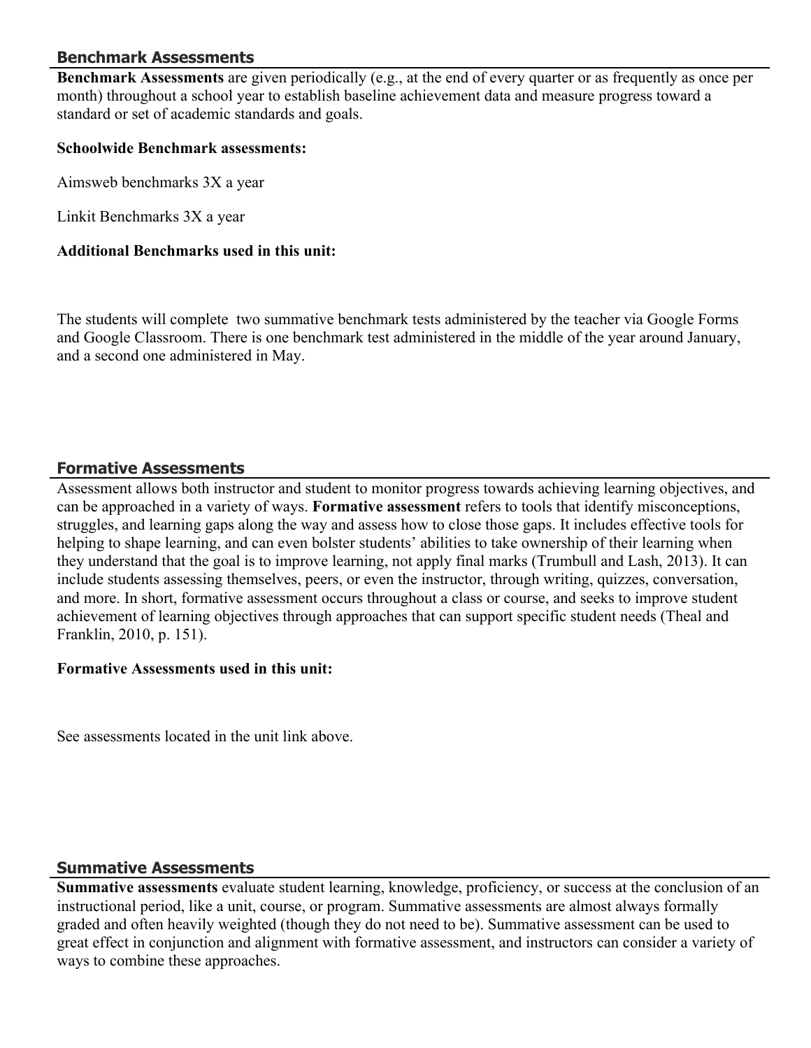## Benchmark Assessments

**Benchmark Assessments** are given periodically (e.g., at the end of every quarter or as frequently as once per month) throughout a school year to establish baseline achievement data and measure progress toward a standard or set of academic standards and goals.

**Schoolwide Benchmark assessments:**

Aimsweb benchmarks 3X a year

Linkit Benchmarks 3X a year

**Additional Benchmarks used in this unit:**

The students will complete two summative benchmark tests administered by the teacher via Google Forms and Google Classroom. There is one benchmark test administered in the middle of the year around January, and a second one administered in May.

## Formative Assessments

Assessment allows both instructor and student to monitor progress towards achieving learning objectives, and can be approached in a variety of ways. **Formative assessment** refers to tools that identify misconceptions, struggles, and learning gaps along the way and assess how to close those gaps. It includes effective tools for helping to shape learning, and can even bolster students' abilities to take ownership of their learning when they understand that the goal is to improve learning, not apply final marks (Trumbull and Lash, 2013). It can include students assessing themselves, peers, or even the instructor, through writing, quizzes, conversation, and more. In short, formative assessment occurs throughout a class or course, and seeks to improve student achievement of learning objectives through approaches that can support specific student needs (Theal and Franklin, 2010, p. 151).

**Formative Assessments used in this unit:**

See assessments located in the unit link above.

## Summative Assessments

**Summative assessments** evaluate student learning, knowledge, proficiency, or success at the conclusion of an instructional period, like a unit, course, or program. Summative assessments are almost always formally graded and often heavily weighted (though they do not need to be). Summative assessment can be used to great effect in conjunction and alignment with formative assessment, and instructors can consider a variety of ways to combine these approaches.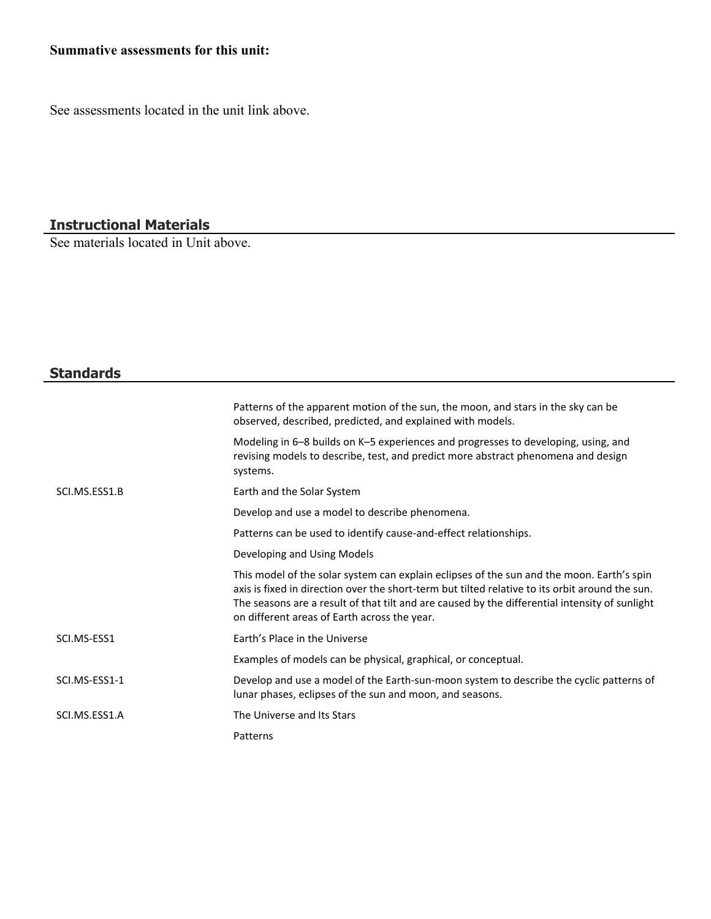**Summative assessments for this unit:**

See assessments located in the unit link above.

## Instructional Materials

See materials located in Unit above.

## Standards

| | |
|---|---|
| | Patterns of the apparent motion of the sun, the moon, and stars in the sky can be observed, described, predicted, and explained with models. |
| | Modeling in 6–8 builds on K–5 experiences and progresses to developing, using, and revising models to describe, test, and predict more abstract phenomena and design systems. |
| SCI.MS.ESS1.B | Earth and the Solar System |
| | Develop and use a model to describe phenomena. |
| | Patterns can be used to identify cause-and-effect relationships. |
| | Developing and Using Models |
| | This model of the solar system can explain eclipses of the sun and the moon. Earth's spin axis is fixed in direction over the short-term but tilted relative to its orbit around the sun. The seasons are a result of that tilt and are caused by the differential intensity of sunlight on different areas of Earth across the year. |
| SCI.MS-ESS1 | Earth's Place in the Universe |
| | Examples of models can be physical, graphical, or conceptual. |
| SCI.MS-ESS1-1 | Develop and use a model of the Earth-sun-moon system to describe the cyclic patterns of lunar phases, eclipses of the sun and moon, and seasons. |
| SCI.MS.ESS1.A | The Universe and Its Stars |
| | Patterns |